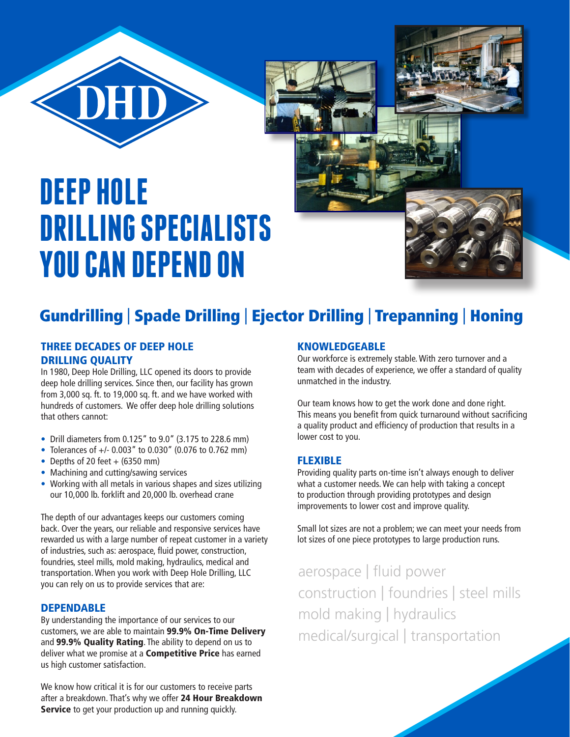DHD

# DEEP HOLE DRILLING SPECIALISTS YOU CAN DEPEND ON

## Gundrilling | Spade Drilling | Ejector Drilling | Trepanning | Honing

### THREE DECADES OF DEEP HOLE DRILLING QUALITY

In 1980, Deep Hole Drilling, LLC opened its doors to provide deep hole drilling services. Since then, our facility has grown from 3,000 sq. ft. to 19,000 sq. ft. and we have worked with hundreds of customers. We offer deep hole drilling solutions that others cannot:

- Drill diameters from 0.125" to 9.0" (3.175 to 228.6 mm)
- Tolerances of +/- 0.003" to 0.030" (0.076 to 0.762 mm)
- Depths of 20 feet + (6350 mm)
- Machining and cutting/sawing services
- Working with all metals in various shapes and sizes utilizing our 10,000 lb. forklift and 20,000 lb. overhead crane

The depth of our advantages keeps our customers coming back. Over the years, our reliable and responsive services have rewarded us with a large number of repeat customer in a variety of industries, such as: aerospace, fluid power, construction, foundries, steel mills, mold making, hydraulics, medical and transportation. When you work with Deep Hole Drilling, LLC you can rely on us to provide services that are:

### DEPENDABLE

By understanding the importance of our services to our customers, we are able to maintain **99.9% On-Time Delivery** and **99.9% Quality Rating**. The ability to depend on us to deliver what we promise at a **Competitive Price** has earned us high customer satisfaction.

We know how critical it is for our customers to receive parts after a breakdown. That's why we offer **24 Hour Breakdown Service** to get your production up and running quickly.

### KNOWLEDGEABLE

Our workforce is extremely stable. With zero turnover and a team with decades of experience, we offer a standard of quality unmatched in the industry.

Our team knows how to get the work done and done right. This means you benefit from quick turnaround without sacrificing a quality product and efficiency of production that results in a lower cost to you.

### FLEXIBLE

Providing quality parts on-time isn't always enough to deliver what a customer needs. We can help with taking a concept to production through providing prototypes and design improvements to lower cost and improve quality.

Small lot sizes are not a problem; we can meet your needs from lot sizes of one piece prototypes to large production runs.

aerospace | fluid power
construction | foundries | steel mills
mold making | hydraulics
medical/surgical | transportation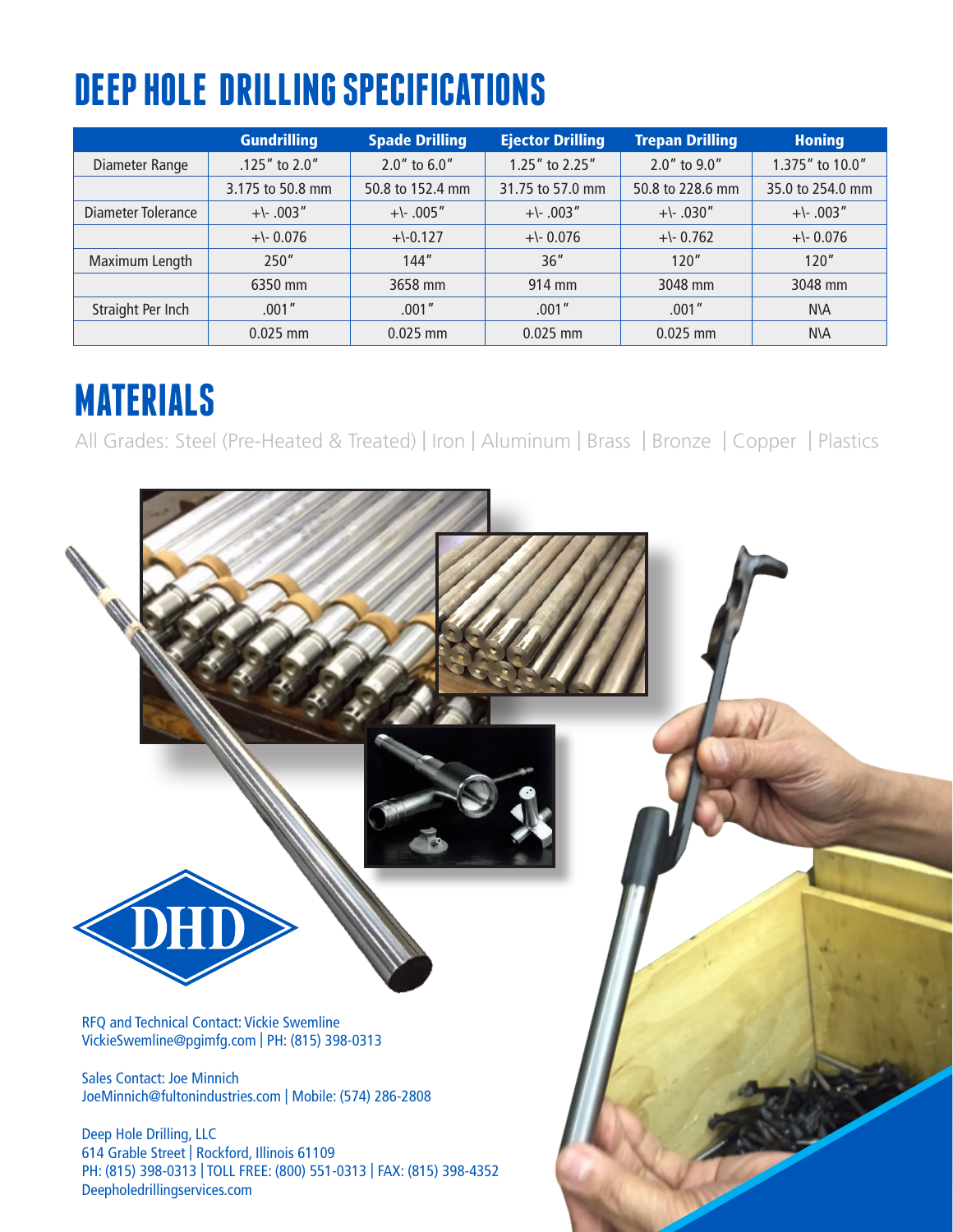# DEEP HOLE DRILLING SPECIFICATIONS

| | Gundrilling | Spade Drilling | Ejector Drilling | Trepan Drilling | Honing |
|---|---|---|---|---|---|
| Diameter Range | .125" to 2.0" | 2.0" to 6.0" | 1.25" to 2.25" | 2.0" to 9.0" | 1.375" to 10.0" |
| | 3.175 to 50.8 mm | 50.8 to 152.4 mm | 31.75 to 57.0 mm | 50.8 to 228.6 mm | 35.0 to 254.0 mm |
| Diameter Tolerance | +\- .003" | +\- .005" | +\- .003" | +\- .030" | +\- .003" |
| | +\- 0.076 | +\-0.127 | +\- 0.076 | +\- 0.762 | +\- 0.076 |
| Maximum Length | 250" | 144" | 36" | 120" | 120" |
| | 6350 mm | 3658 mm | 914 mm | 3048 mm | 3048 mm |
| Straight Per Inch | .001" | .001" | .001" | .001" | N\A |
| | 0.025 mm | 0.025 mm | 0.025 mm | 0.025 mm | N\A |

# MATERIALS

All Grades: Steel (Pre-Heated & Treated) | Iron | Aluminum | Brass | Bronze | Copper | Plastics

DHD

RFQ and Technical Contact: Vickie Swemline
VickieSwemline@pgimfg.com | PH: (815) 398-0313

Sales Contact: Joe Minnich
JoeMinnich@fultonindustries.com | Mobile: (574) 286-2808

Deep Hole Drilling, LLC
614 Grable Street | Rockford, Illinois 61109
PH: (815) 398-0313 | TOLL FREE: (800) 551-0313 | FAX: (815) 398-4352
Deepholedrillingservices.com